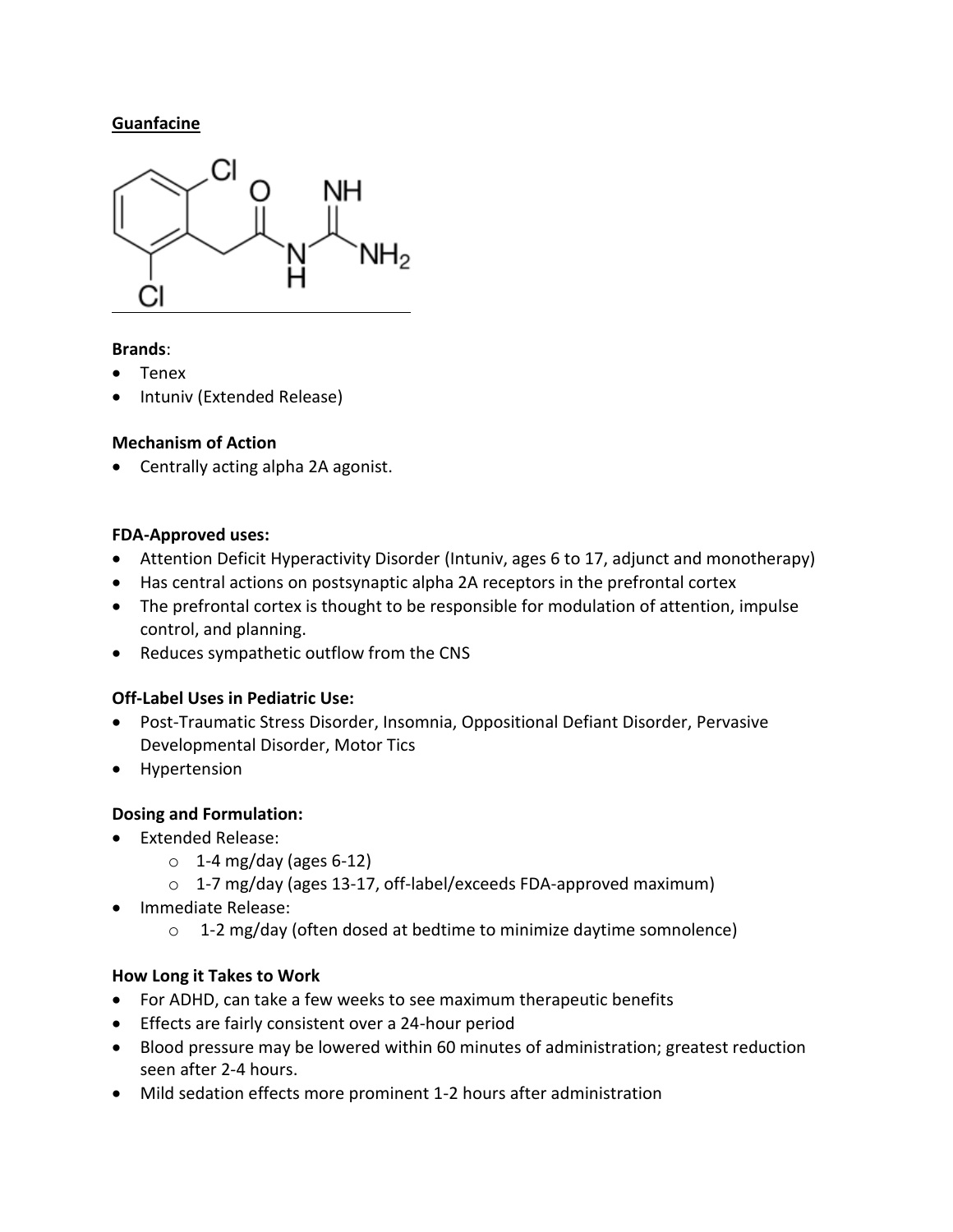**Guanfacine**

**Brands**:
- Tenex
- Intuniv (Extended Release)

**Mechanism of Action**
- Centrally acting alpha 2A agonist.

**FDA-Approved uses:**
- Attention Deficit Hyperactivity Disorder (Intuniv, ages 6 to 17, adjunct and monotherapy)
- Has central actions on postsynaptic alpha 2A receptors in the prefrontal cortex
- The prefrontal cortex is thought to be responsible for modulation of attention, impulse control, and planning.
- Reduces sympathetic outflow from the CNS

**Off-Label Uses in Pediatric Use:**
- Post-Traumatic Stress Disorder, Insomnia, Oppositional Defiant Disorder, Pervasive Developmental Disorder, Motor Tics
- Hypertension

**Dosing and Formulation:**
- Extended Release:
  - 1-4 mg/day (ages 6-12)
  - 1-7 mg/day (ages 13-17, off-label/exceeds FDA-approved maximum)
- Immediate Release:
  - 1-2 mg/day (often dosed at bedtime to minimize daytime somnolence)

**How Long it Takes to Work**
- For ADHD, can take a few weeks to see maximum therapeutic benefits
- Effects are fairly consistent over a 24-hour period
- Blood pressure may be lowered within 60 minutes of administration; greatest reduction seen after 2-4 hours.
- Mild sedation effects more prominent 1-2 hours after administration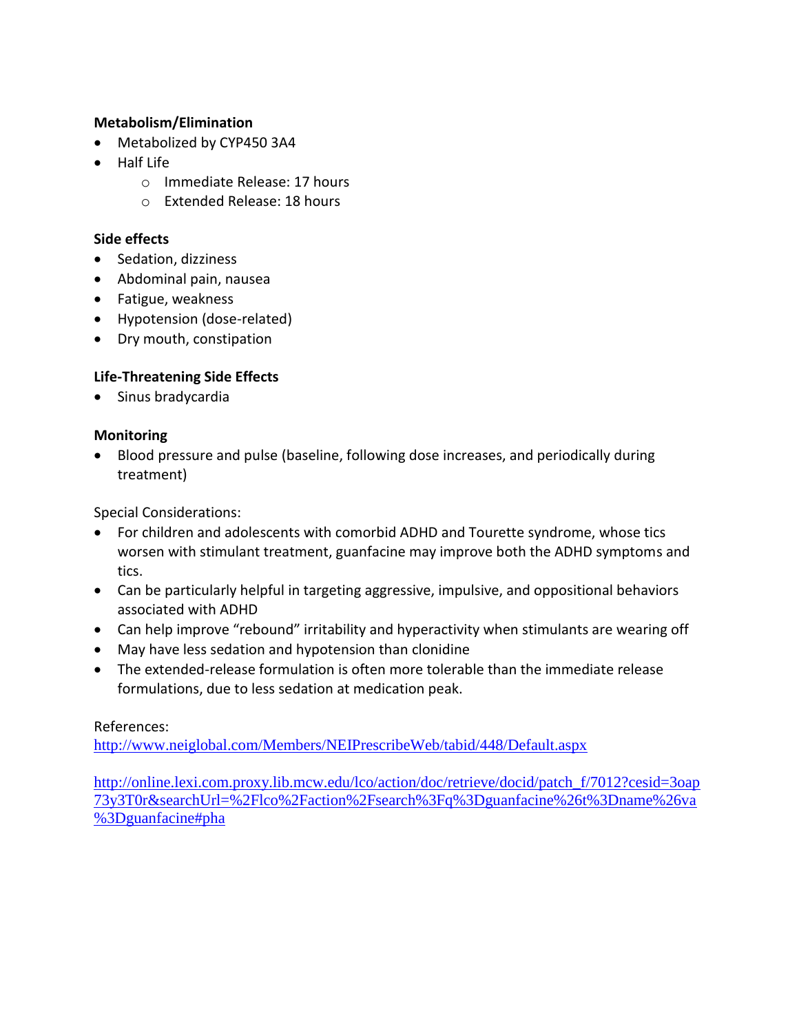**Metabolism/Elimination**

- Metabolized by CYP450 3A4
- Half Life
  - Immediate Release: 17 hours
  - Extended Release: 18 hours

**Side effects**

- Sedation, dizziness
- Abdominal pain, nausea
- Fatigue, weakness
- Hypotension (dose-related)
- Dry mouth, constipation

**Life-Threatening Side Effects**

- Sinus bradycardia

**Monitoring**

- Blood pressure and pulse (baseline, following dose increases, and periodically during treatment)

Special Considerations:

- For children and adolescents with comorbid ADHD and Tourette syndrome, whose tics worsen with stimulant treatment, guanfacine may improve both the ADHD symptoms and tics.
- Can be particularly helpful in targeting aggressive, impulsive, and oppositional behaviors associated with ADHD
- Can help improve "rebound" irritability and hyperactivity when stimulants are wearing off
- May have less sedation and hypotension than clonidine
- The extended-release formulation is often more tolerable than the immediate release formulations, due to less sedation at medication peak.

References:

http://www.neiglobal.com/Members/NEIPrescribeWeb/tabid/448/Default.aspx

http://online.lexi.com.proxy.lib.mcw.edu/lco/action/doc/retrieve/docid/patch_f/7012?cesid=3oap73y3T0r&searchUrl=%2Flco%2Faction%2Fsearch%3Fq%3Dguanfacine%26t%3Dname%26va%3Dguanfacine#pha